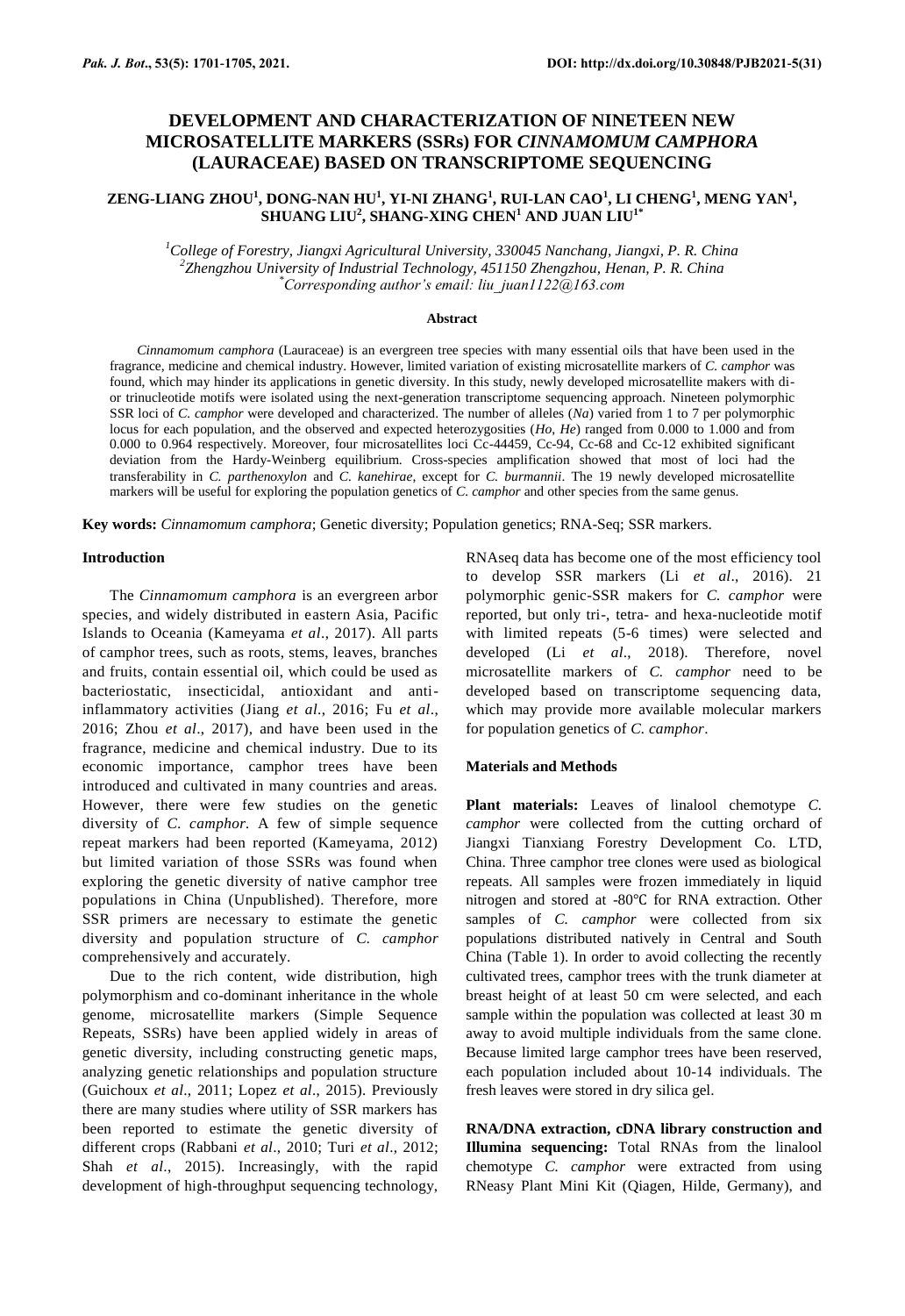# DEVELOPMENT AND CHARACTERIZATION OF NINETEEN NEW MICROSATELLITE MARKERS (SSRs) FOR *CINNAMOMUM CAMPHORA* (LAURACEAE) BASED ON TRANSCRIPTOME SEQUENCING

**ZENG-LIANG ZHOU[1], DONG-NAN HU[1], YI-NI ZHANG[1], RUI-LAN CAO[1], LI CHENG[1], MENG YAN[1], SHUANG LIU[2], SHANG-XING CHEN[1] AND JUAN LIU[1*]**

[1]*College of Forestry, Jiangxi Agricultural University, 330045 Nanchang, Jiangxi, P. R. China*
[2]*Zhengzhou University of Industrial Technology, 451150 Zhengzhou, Henan, P. R. China*
[*]*Corresponding author's email: liu_juan1122@163.com*

### Abstract

*Cinnamomum camphora* (Lauraceae) is an evergreen tree species with many essential oils that have been used in the fragrance, medicine and chemical industry. However, limited variation of existing microsatellite markers of *C. camphor* was found, which may hinder its applications in genetic diversity. In this study, newly developed microsatellite makers with di- or trinucleotide motifs were isolated using the next-generation transcriptome sequencing approach. Nineteen polymorphic SSR loci of *C. camphor* were developed and characterized. The number of alleles (*Na*) varied from 1 to 7 per polymorphic locus for each population, and the observed and expected heterozygosities (*Ho*, *He*) ranged from 0.000 to 1.000 and from 0.000 to 0.964 respectively. Moreover, four microsatellites loci Cc-44459, Cc-94, Cc-68 and Cc-12 exhibited significant deviation from the Hardy-Weinberg equilibrium. Cross-species amplification showed that most of loci had the transferability in *C. parthenoxylon* and *C. kanehirae*, except for *C. burmannii*. The 19 newly developed microsatellite markers will be useful for exploring the population genetics of *C. camphor* and other species from the same genus.

**Key words:** *Cinnamomum camphora*; Genetic diversity; Population genetics; RNA-Seq; SSR markers.

## Introduction

The *Cinnamomum camphora* is an evergreen arbor species, and widely distributed in eastern Asia, Pacific Islands to Oceania (Kameyama *et al*., 2017). All parts of camphor trees, such as roots, stems, leaves, branches and fruits, contain essential oil, which could be used as bacteriostatic, insecticidal, antioxidant and anti-inflammatory activities (Jiang *et al*., 2016; Fu *et al*., 2016; Zhou *et al*., 2017), and have been used in the fragrance, medicine and chemical industry. Due to its economic importance, camphor trees have been introduced and cultivated in many countries and areas. However, there were few studies on the genetic diversity of *C. camphor.* A few of simple sequence repeat markers had been reported (Kameyama, 2012) but limited variation of those SSRs was found when exploring the genetic diversity of native camphor tree populations in China (Unpublished). Therefore, more SSR primers are necessary to estimate the genetic diversity and population structure of *C. camphor* comprehensively and accurately.

Due to the rich content, wide distribution, high polymorphism and co-dominant inheritance in the whole genome, microsatellite markers (Simple Sequence Repeats, SSRs) have been applied widely in areas of genetic diversity, including constructing genetic maps, analyzing genetic relationships and population structure (Guichoux *et al*., 2011; Lopez *et al*., 2015). Previously there are many studies where utility of SSR markers has been reported to estimate the genetic diversity of different crops (Rabbani *et al*., 2010; Turi *et al*., 2012; Shah *et al*., 2015). Increasingly, with the rapid development of high-throughput sequencing technology, RNAseq data has become one of the most efficiency tool to develop SSR markers (Li *et al*., 2016). 21 polymorphic genic-SSR makers for *C. camphor* were reported, but only tri-, tetra- and hexa-nucleotide motif with limited repeats (5-6 times) were selected and developed (Li *et al*., 2018). Therefore, novel microsatellite markers of *C. camphor* need to be developed based on transcriptome sequencing data, which may provide more available molecular markers for population genetics of *C. camphor*.

## Materials and Methods

**Plant materials:** Leaves of linalool chemotype *C. camphor* were collected from the cutting orchard of Jiangxi Tianxiang Forestry Development Co. LTD, China. Three camphor tree clones were used as biological repeats. All samples were frozen immediately in liquid nitrogen and stored at -80℃ for RNA extraction. Other samples of *C. camphor* were collected from six populations distributed natively in Central and South China (Table 1). In order to avoid collecting the recently cultivated trees, camphor trees with the trunk diameter at breast height of at least 50 cm were selected, and each sample within the population was collected at least 30 m away to avoid multiple individuals from the same clone. Because limited large camphor trees have been reserved, each population included about 10-14 individuals. The fresh leaves were stored in dry silica gel.

**RNA/DNA extraction, cDNA library construction and Illumina sequencing:** Total RNAs from the linalool chemotype *C. camphor* were extracted from using RNeasy Plant Mini Kit (Qiagen, Hilde, Germany), and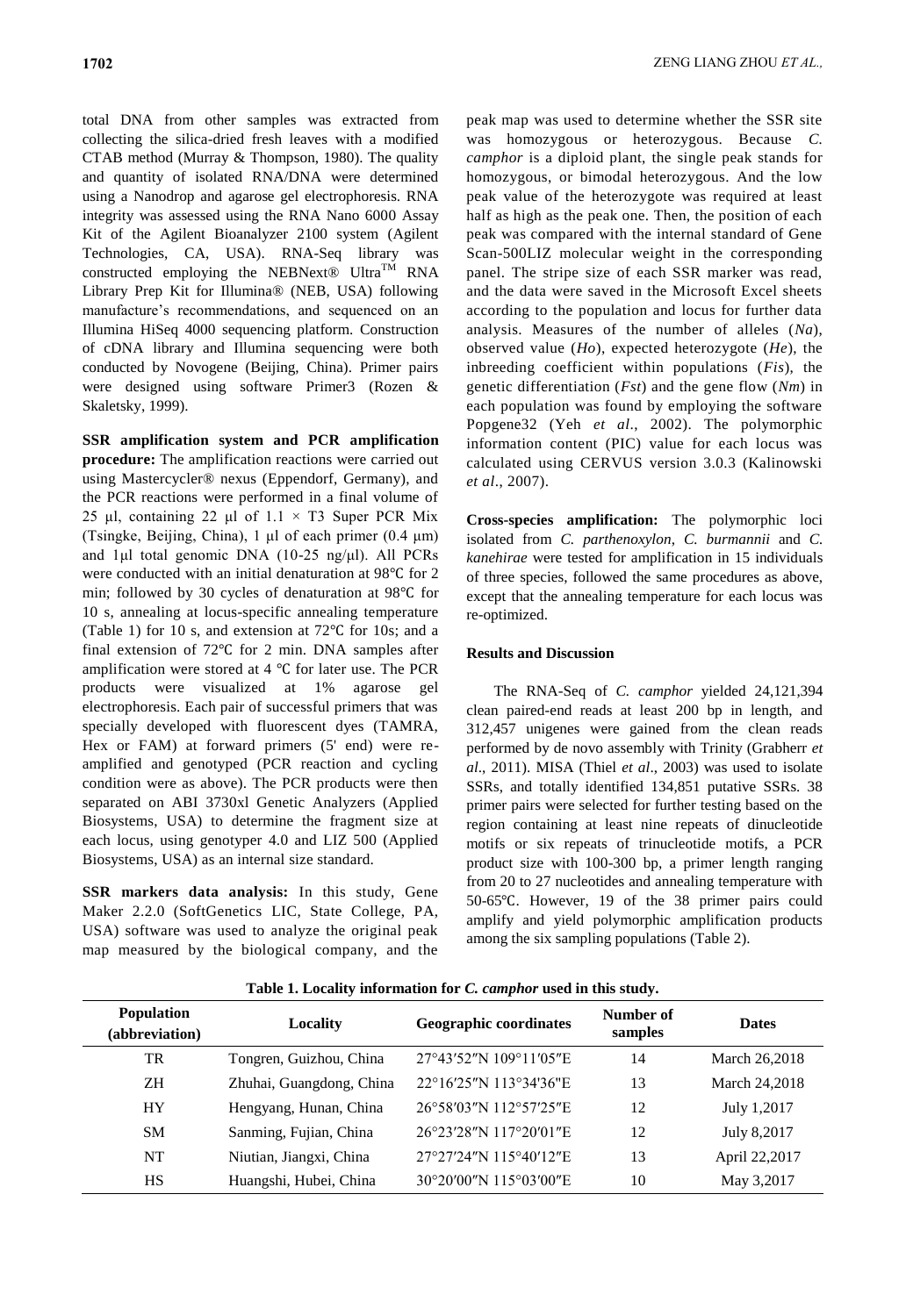total DNA from other samples was extracted from collecting the silica-dried fresh leaves with a modified CTAB method (Murray & Thompson, 1980). The quality and quantity of isolated RNA/DNA were determined using a Nanodrop and agarose gel electrophoresis. RNA integrity was assessed using the RNA Nano 6000 Assay Kit of the Agilent Bioanalyzer 2100 system (Agilent Technologies, CA, USA). RNA-Seq library was constructed employing the NEBNext® Ultra™ RNA Library Prep Kit for Illumina® (NEB, USA) following manufacture's recommendations, and sequenced on an Illumina HiSeq 4000 sequencing platform. Construction of cDNA library and Illumina sequencing were both conducted by Novogene (Beijing, China). Primer pairs were designed using software Primer3 (Rozen & Skaletsky, 1999).

**SSR amplification system and PCR amplification procedure:** The amplification reactions were carried out using Mastercycler® nexus (Eppendorf, Germany), and the PCR reactions were performed in a final volume of 25 μl, containing 22 μl of 1.1 × T3 Super PCR Mix (Tsingke, Beijing, China), 1 μl of each primer (0.4 μm) and 1μl total genomic DNA (10-25 ng/μl). All PCRs were conducted with an initial denaturation at 98℃ for 2 min; followed by 30 cycles of denaturation at 98℃ for 10 s, annealing at locus-specific annealing temperature (Table 1) for 10 s, and extension at 72℃ for 10s; and a final extension of 72℃ for 2 min. DNA samples after amplification were stored at 4 ℃ for later use. The PCR products were visualized at 1% agarose gel electrophoresis. Each pair of successful primers that was specially developed with fluorescent dyes (TAMRA, Hex or FAM) at forward primers (5' end) were re-amplified and genotyped (PCR reaction and cycling condition were as above). The PCR products were then separated on ABI 3730xl Genetic Analyzers (Applied Biosystems, USA) to determine the fragment size at each locus, using genotyper 4.0 and LIZ 500 (Applied Biosystems, USA) as an internal size standard.

**SSR markers data analysis:** In this study, Gene Maker 2.2.0 (SoftGenetics LIC, State College, PA, USA) software was used to analyze the original peak map measured by the biological company, and the peak map was used to determine whether the SSR site was homozygous or heterozygous. Because *C. camphor* is a diploid plant, the single peak stands for homozygous, or bimodal heterozygous. And the low peak value of the heterozygote was required at least half as high as the peak one. Then, the position of each peak was compared with the internal standard of Gene Scan-500LIZ molecular weight in the corresponding panel. The stripe size of each SSR marker was read, and the data were saved in the Microsoft Excel sheets according to the population and locus for further data analysis. Measures of the number of alleles (*Na*), observed value (*Ho*), expected heterozygote (*He*), the inbreeding coefficient within populations (*Fis*), the genetic differentiation (*Fst*) and the gene flow (*Nm*) in each population was found by employing the software Popgene32 (Yeh *et al*., 2002). The polymorphic information content (PIC) value for each locus was calculated using CERVUS version 3.0.3 (Kalinowski *et al*., 2007).

**Cross-species amplification:** The polymorphic loci isolated from *C. parthenoxylon*, *C. burmannii* and *C. kanehirae* were tested for amplification in 15 individuals of three species, followed the same procedures as above, except that the annealing temperature for each locus was re-optimized.

## Results and Discussion

The RNA-Seq of *C. camphor* yielded 24,121,394 clean paired-end reads at least 200 bp in length, and 312,457 unigenes were gained from the clean reads performed by de novo assembly with Trinity (Grabherr *et al*., 2011). MISA (Thiel *et al*., 2003) was used to isolate SSRs, and totally identified 134,851 putative SSRs. 38 primer pairs were selected for further testing based on the region containing at least nine repeats of dinucleotide motifs or six repeats of trinucleotide motifs, a PCR product size with 100-300 bp, a primer length ranging from 20 to 27 nucleotides and annealing temperature with 50-65℃. However, 19 of the 38 primer pairs could amplify and yield polymorphic amplification products among the six sampling populations (Table 2).

**Table 1. Locality information for *C. camphor* used in this study.**

| Population (abbreviation) | Locality | Geographic coordinates | Number of samples | Dates |
|---|---|---|---|---|
| TR | Tongren, Guizhou, China | 27°43′52″N 109°11′05″E | 14 | March 26,2018 |
| ZH | Zhuhai, Guangdong, China | 22°16′25″N 113°34'36"E | 13 | March 24,2018 |
| HY | Hengyang, Hunan, China | 26°58′03″N 112°57′25″E | 12 | July 1,2017 |
| SM | Sanming, Fujian, China | 26°23′28″N 117°20′01″E | 12 | July 8,2017 |
| NT | Niutian, Jiangxi, China | 27°27′24″N 115°40′12″E | 13 | April 22,2017 |
| HS | Huangshi, Hubei, China | 30°20′00″N 115°03′00″E | 10 | May 3,2017 |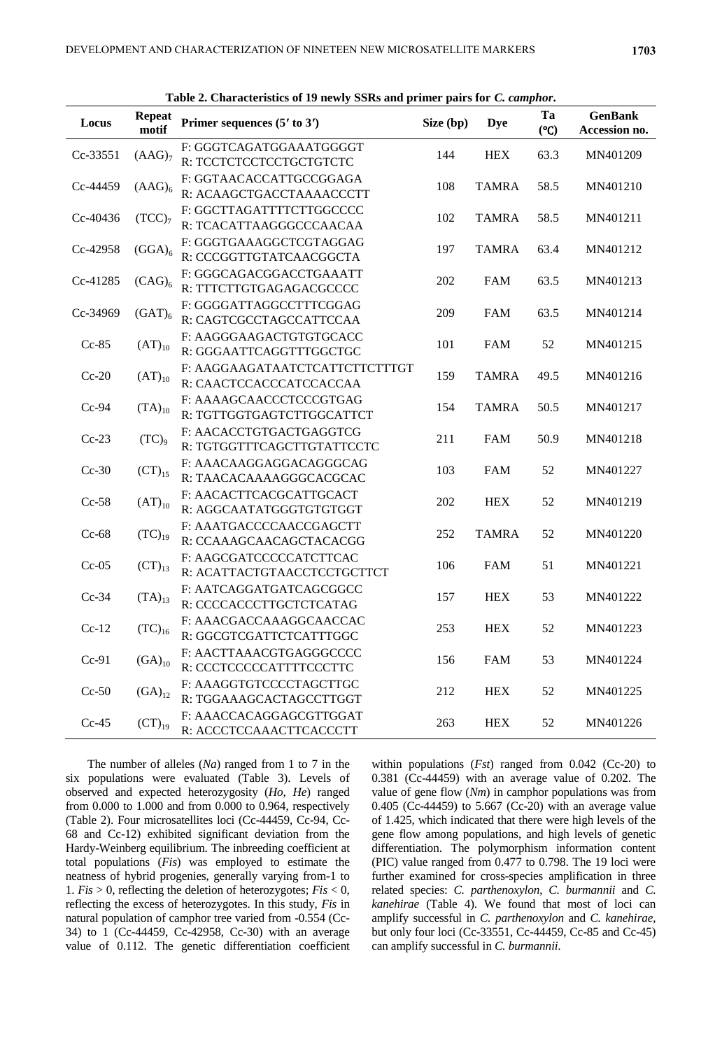**Table 2. Characteristics of 19 newly SSRs and primer pairs for *C. camphor*.**

| Locus | Repeat motif | Primer sequences (5′ to 3′) | Size (bp) | Dye | Ta (℃) | GenBank Accession no. |
|---|---|---|---|---|---|---|
| Cc-33551 | $(AAG)_7$ | F: GGGTCAGATGGAAATGGGGT<br>R: TCCTCTCCTCCTGCTGTCTC | 144 | HEX | 63.3 | MN401209 |
| Cc-44459 | $(AAG)_6$ | F: GGTAACACCATTGCCGGAGA<br>R: ACAAGCTGACCTAAAACCCTT | 108 | TAMRA | 58.5 | MN401210 |
| Cc-40436 | $(TCC)_7$ | F: GGCTTAGATTTTCTTGGCCCC<br>R: TCACATTAAGGGCCCAACAA | 102 | TAMRA | 58.5 | MN401211 |
| Cc-42958 | $(GGA)_6$ | F: GGGTGAAAGGCTCGTAGGAG<br>R: CCCGGTTGTATCAACGGCTA | 197 | TAMRA | 63.4 | MN401212 |
| Cc-41285 | $(CAG)_6$ | F: GGGCAGACGGACCTGAAATT<br>R: TTTCTTGTGAGAGACGCCCC | 202 | FAM | 63.5 | MN401213 |
| Cc-34969 | $(GAT)_6$ | F: GGGGATTAGGCCTTTCGGAG<br>R: CAGTCGCCTAGCCATTCCAA | 209 | FAM | 63.5 | MN401214 |
| Cc-85 | $(AT)_{10}$ | F: AAGGGAAGACTGTGTGCACC<br>R: GGGAATTCAGGTTTGGCTGC | 101 | FAM | 52 | MN401215 |
| Cc-20 | $(AT)_{10}$ | F: AAGGAAGATAATCTCATTCTTCTTTGT<br>R: CAACTCCACCCATCCACCAA | 159 | TAMRA | 49.5 | MN401216 |
| Cc-94 | $(TA)_{10}$ | F: AAAAGCAACCCTCCCGTGAG<br>R: TGTTGGTGAGTCTTGGCATTCT | 154 | TAMRA | 50.5 | MN401217 |
| Cc-23 | $(TC)_9$ | F: AACACCTGTGACTGAGGTCG<br>R: TGTGGTTTCAGCTTGTATTCCTC | 211 | FAM | 50.9 | MN401218 |
| Cc-30 | $(CT)_{15}$ | F: AAACAAGGAGGACAGGGCAG<br>R: TAACACAAAAGGGCACGCAC | 103 | FAM | 52 | MN401227 |
| Cc-58 | $(AT)_{10}$ | F: AACACTTCACGCATTGCACT<br>R: AGGCAATATGGGTGTGTGGT | 202 | HEX | 52 | MN401219 |
| Cc-68 | $(TC)_{19}$ | F: AAATGACCCCAACCGAGCTT<br>R: CCAAAGCAACAGCTACACGG | 252 | TAMRA | 52 | MN401220 |
| Cc-05 | $(CT)_{13}$ | F: AAGCGATCCCCCATCTTCAC<br>R: ACATTACTGTAACCTCCTGCTTCT | 106 | FAM | 51 | MN401221 |
| Cc-34 | $(TA)_{13}$ | F: AATCAGGATGATCAGCGGCC<br>R: CCCCACCCTTGCTCTCATAG | 157 | HEX | 53 | MN401222 |
| Cc-12 | $(TC)_{16}$ | F: AAACGACCAAAGGCAACCAC<br>R: GGCGTCGATTCTCATTTGGC | 253 | HEX | 52 | MN401223 |
| Cc-91 | $(GA)_{10}$ | F: AACTTAAACGTGAGGGCCCC<br>R: CCCTCCCCCATTTTCCCTTC | 156 | FAM | 53 | MN401224 |
| Cc-50 | $(GA)_{12}$ | F: AAAGGTGTCCCCTAGCTTGC<br>R: TGGAAAGCACTAGCCTTGGT | 212 | HEX | 52 | MN401225 |
| Cc-45 | $(CT)_{19}$ | F: AAACCACAGGAGCGTTGGAT<br>R: ACCCTCCAAACTTCACCCTT | 263 | HEX | 52 | MN401226 |

The number of alleles (*Na*) ranged from 1 to 7 in the six populations were evaluated (Table 3). Levels of observed and expected heterozygosity (*Ho*, *He*) ranged from 0.000 to 1.000 and from 0.000 to 0.964, respectively (Table 2). Four microsatellites loci (Cc-44459, Cc-94, Cc-68 and Cc-12) exhibited significant deviation from the Hardy-Weinberg equilibrium. The inbreeding coefficient at total populations (*Fis*) was employed to estimate the neatness of hybrid progenies, generally varying from-1 to 1. $Fis > 0$, reflecting the deletion of heterozygotes; $Fis < 0$, reflecting the excess of heterozygotes. In this study, *Fis* in natural population of camphor tree varied from -0.554 (Cc-34) to 1 (Cc-44459, Cc-42958, Cc-30) with an average value of 0.112. The genetic differentiation coefficient within populations (*Fst*) ranged from 0.042 (Cc-20) to 0.381 (Cc-44459) with an average value of 0.202. The value of gene flow (*Nm*) in camphor populations was from 0.405 (Cc-44459) to 5.667 (Cc-20) with an average value of 1.425, which indicated that there were high levels of the gene flow among populations, and high levels of genetic differentiation. The polymorphism information content (PIC) value ranged from 0.477 to 0.798. The 19 loci were further examined for cross-species amplification in three related species: *C. parthenoxylon*, *C. burmannii* and *C. kanehirae* (Table 4). We found that most of loci can amplify successful in *C. parthenoxylon* and *C. kanehirae*, but only four loci (Cc-33551, Cc-44459, Cc-85 and Cc-45) can amplify successful in *C. burmannii*.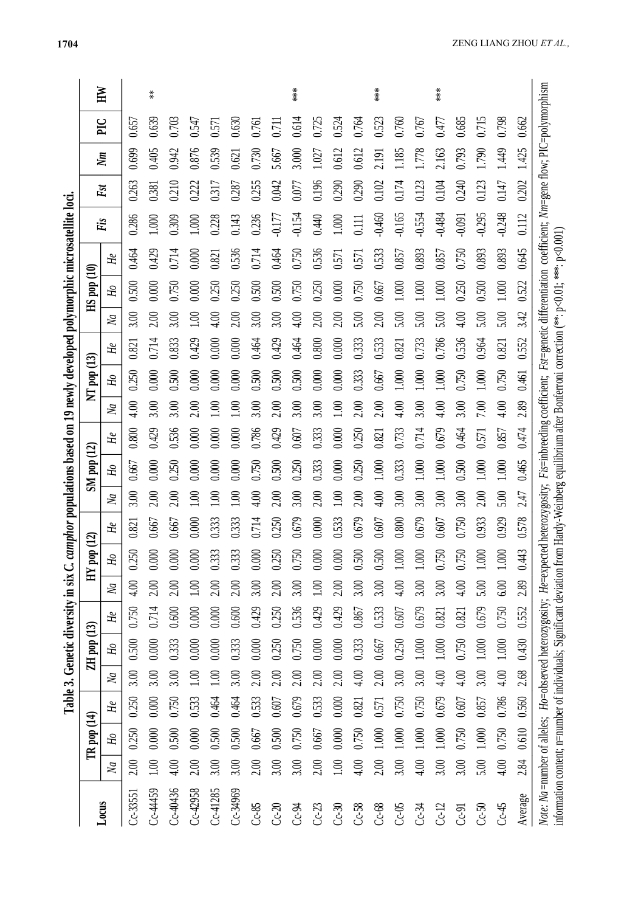**Table 3. Genetic diversity in six *C. camphor* populations based on 19 newly developed polymorphic microsatellite loci.**

| Locus | TR pop (14) | | | ZH pop (13) | | | HY pop (12) | | | SM pop (12) | | | NT pop (13) | | | HS pop (10) | | | *Fis* | *Fst* | *Nm* | PIC | HW |
|---|---|---|---|---|---|---|---|---|---|---|---|---|---|---|---|---|---|---|---|---|---|---|---|
| | *Na* | *Ho* | *He* | *Na* | *Ho* | *He* | *Na* | *Ho* | *He* | *Na* | *Ho* | *He* | *Na* | *Ho* | *He* | *Na* | *Ho* | *He* | | | | | |
| Cc-33551 | 2.00 | 0.250 | 0.250 | 3.00 | 0.500 | 0.750 | 4.00 | 0.250 | 0.821 | 3.00 | 0.667 | 0.800 | 4.00 | 0.250 | 0.821 | 3.00 | 0.500 | 0.464 | 0.286 | 0.263 | 0.699 | 0.657 | |
| Cc-44459 | 1.00 | 0.000 | 0.000 | 3.00 | 0.000 | 0.714 | 2.00 | 0.000 | 0.667 | 2.00 | 0.000 | 0.429 | 3.00 | 0.000 | 0.714 | 2.00 | 0.000 | 0.429 | 1.000 | 0.381 | 0.405 | 0.639 | ** |
| Cc-40436 | 4.00 | 0.500 | 0.750 | 3.00 | 0.333 | 0.600 | 2.00 | 0.000 | 0.667 | 2.00 | 0.250 | 0.536 | 3.00 | 0.500 | 0.833 | 3.00 | 0.750 | 0.714 | 0.309 | 0.210 | 0.942 | 0.703 | |
| Cc-42958 | 2.00 | 0.000 | 0.533 | 1.00 | 0.000 | 0.000 | 1.00 | 0.000 | 0.000 | 1.00 | 0.000 | 0.000 | 2.00 | 0.000 | 0.429 | 1.00 | 0.000 | 0.000 | 1.000 | 0.222 | 0.876 | 0.547 | |
| Cc-41285 | 3.00 | 0.500 | 0.464 | 1.00 | 0.000 | 0.000 | 2.00 | 0.333 | 0.333 | 1.00 | 0.000 | 0.000 | 1.00 | 0.000 | 0.000 | 4.00 | 0.250 | 0.821 | 0.228 | 0.317 | 0.539 | 0.571 | |
| Cc-34969 | 3.00 | 0.500 | 0.464 | 3.00 | 0.333 | 0.600 | 2.00 | 0.333 | 0.333 | 1.00 | 0.000 | 0.000 | 1.00 | 0.000 | 0.000 | 2.00 | 0.250 | 0.536 | 0.143 | 0.287 | 0.621 | 0.630 | |
| Cc-85 | 2.00 | 0.667 | 0.533 | 2.00 | 0.000 | 0.429 | 3.00 | 0.000 | 0.714 | 4.00 | 0.750 | 0.786 | 3.00 | 0.500 | 0.464 | 3.00 | 0.500 | 0.714 | 0.236 | 0.255 | 0.730 | 0.761 | |
| Cc-20 | 3.00 | 0.500 | 0.607 | 2.00 | 0.250 | 0.250 | 2.00 | 0.250 | 0.250 | 2.00 | 0.500 | 0.429 | 2.00 | 0.500 | 0.429 | 3.00 | 0.500 | 0.464 | -0.177 | 0.042 | 5.667 | 0.711 | |
| Cc-94 | 3.00 | 0.750 | 0.679 | 2.00 | 0.750 | 0.536 | 3.00 | 0.750 | 0.679 | 3.00 | 0.250 | 0.607 | 3.00 | 0.500 | 0.464 | 4.00 | 0.750 | 0.750 | -0.154 | 0.077 | 3.000 | 0.614 | *** |
| Cc-23 | 2.00 | 0.667 | 0.533 | 2.00 | 0.000 | 0.429 | 1.00 | 0.000 | 0.000 | 2.00 | 0.333 | 0.333 | 3.00 | 0.000 | 0.800 | 2.00 | 0.250 | 0.536 | 0.440 | 0.196 | 1.027 | 0.725 | |
| Cc-30 | 1.00 | 0.000 | 0.000 | 2.00 | 0.000 | 0.429 | 2.00 | 0.000 | 0.533 | 1.00 | 0.000 | 0.000 | 1.00 | 0.000 | 0.000 | 2.00 | 0.000 | 0.571 | 1.000 | 0.290 | 0.612 | 0.524 | |
| Cc-58 | 4.00 | 0.750 | 0.821 | 4.00 | 0.333 | 0.867 | 3.00 | 0.500 | 0.679 | 2.00 | 0.250 | 0.250 | 2.00 | 0.333 | 0.333 | 5.00 | 0.750 | 0.571 | 0.111 | 0.290 | 0.612 | 0.764 | |
| Cc-68 | 2.00 | 1.000 | 0.571 | 2.00 | 0.667 | 0.533 | 3.00 | 0.500 | 0.607 | 4.00 | 1.000 | 0.821 | 2.00 | 0.667 | 0.533 | 2.00 | 0.667 | 0.533 | -0.460 | 0.102 | 2.191 | 0.523 | *** |
| Cc-05 | 3.00 | 1.000 | 0.750 | 3.00 | 0.250 | 0.607 | 4.00 | 1.000 | 0.800 | 3.00 | 0.333 | 0.733 | 4.00 | 1.000 | 0.821 | 5.00 | 1.000 | 0.857 | -0.165 | 0.174 | 1.185 | 0.760 | |
| Cc-34 | 4.00 | 1.000 | 0.750 | 3.00 | 1.000 | 0.679 | 3.00 | 1.000 | 0.679 | 3.00 | 1.000 | 0.714 | 3.00 | 1.000 | 0.733 | 5.00 | 1.000 | 0.893 | -0.554 | 0.123 | 1.778 | 0.767 | |
| Cc-12 | 3.00 | 1.000 | 0.679 | 4.00 | 1.000 | 0.821 | 3.00 | 0.750 | 0.607 | 3.00 | 1.000 | 0.679 | 4.00 | 1.000 | 0.786 | 5.00 | 1.000 | 0.857 | -0.484 | 0.104 | 2.163 | 0.477 | *** |
| Cc-91 | 3.00 | 0.750 | 0.607 | 4.00 | 0.750 | 0.821 | 4.00 | 0.750 | 0.750 | 3.00 | 0.500 | 0.464 | 3.00 | 0.750 | 0.536 | 4.00 | 0.250 | 0.750 | -0.091 | 0.240 | 0.793 | 0.685 | |
| Cc-50 | 5.00 | 1.000 | 0.857 | 3.00 | 1.000 | 0.679 | 5.00 | 1.000 | 0.933 | 2.00 | 1.000 | 0.571 | 7.00 | 1.000 | 0.964 | 5.00 | 0.500 | 0.893 | -0.295 | 0.123 | 1.790 | 0.715 | |
| Cc-45 | 4.00 | 0.750 | 0.786 | 4.00 | 1.000 | 0.750 | 6.00 | 1.000 | 0.929 | 5.00 | 1.000 | 0.857 | 4.00 | 0.750 | 0.821 | 5.00 | 1.000 | 0.893 | -0.248 | 0.147 | 1.449 | 0.798 | |
| Average | 2.84 | 0.610 | 0.560 | 2.68 | 0.430 | 0.552 | 2.89 | 0.443 | 0.578 | 2.47 | 0.465 | 0.474 | 2.89 | 0.461 | 0.552 | 3.42 | 0.522 | 0.645 | 0.112 | 0.202 | 1.425 | 0.662 | |

*Note*: *Na*=number of alleles; *Ho*=observed heterozygosity; *He*=expected heterozygosity; *Fis*=inbreeding coefficient; *Fst*=genetic differentiation coefficient; *Nm*=gene flow; PIC=polymorphism information content; n=number of individuals; Significant deviation from Hardy-Weinberg equilibrium after Bonferroni correction (**: p<0.01; ***: p<0.001)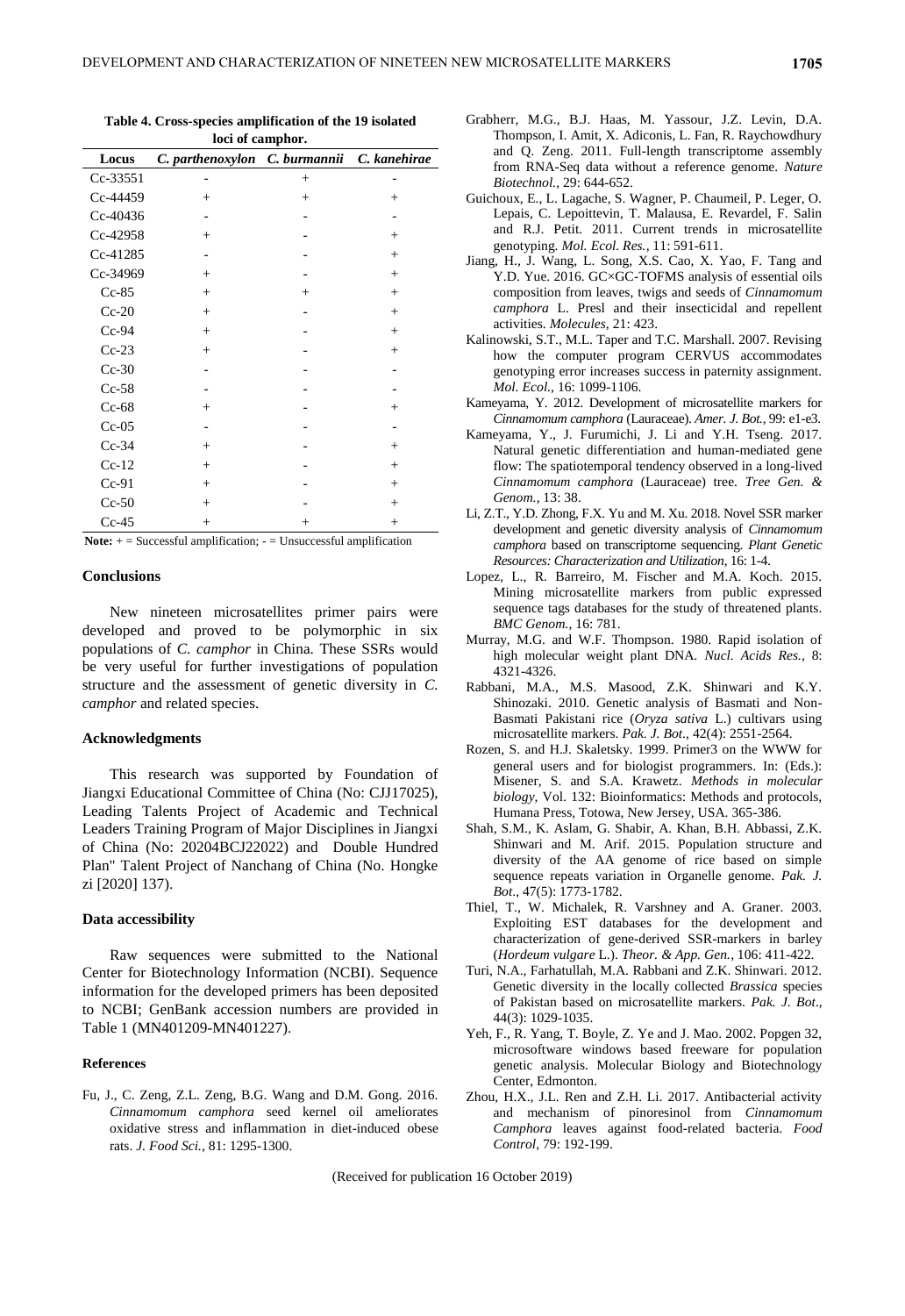**Table 4. Cross-species amplification of the 19 isolated loci of camphor.**

| Locus | *C. parthenoxylon* | *C. burmannii* | *C. kanehirae* |
|---|---|---|---|
| Cc-33551 | - | + | - |
| Cc-44459 | + | + | + |
| Cc-40436 | - | - | - |
| Cc-42958 | + | - | + |
| Cc-41285 | - | - | + |
| Cc-34969 | + | - | + |
| Cc-85 | + | + | + |
| Cc-20 | + | - | + |
| Cc-94 | + | - | + |
| Cc-23 | + | - | + |
| Cc-30 | - | - | - |
| Cc-58 | - | - | - |
| Cc-68 | + | - | + |
| Cc-05 | - | - | - |
| Cc-34 | + | - | + |
| Cc-12 | + | - | + |
| Cc-91 | + | - | + |
| Cc-50 | + | - | + |
| Cc-45 | + | + | + |

**Note:** + = Successful amplification; - = Unsuccessful amplification

## Conclusions

New nineteen microsatellites primer pairs were developed and proved to be polymorphic in six populations of *C. camphor* in China. These SSRs would be very useful for further investigations of population structure and the assessment of genetic diversity in *C. camphor* and related species.

## Acknowledgments

This research was supported by Foundation of Jiangxi Educational Committee of China (No: CJJ17025), Leading Talents Project of Academic and Technical Leaders Training Program of Major Disciplines in Jiangxi of China (No: 20204BCJ22022) and Double Hundred Plan" Talent Project of Nanchang of China (No. Hongke zi [2020] 137).

## Data accessibility

Raw sequences were submitted to the National Center for Biotechnology Information (NCBI). Sequence information for the developed primers has been deposited to NCBI; GenBank accession numbers are provided in Table 1 (MN401209-MN401227).

## References

Fu, J., C. Zeng, Z.L. Zeng, B.G. Wang and D.M. Gong. 2016. *Cinnamomum camphora* seed kernel oil ameliorates oxidative stress and inflammation in diet-induced obese rats. *J. Food Sci.*, 81: 1295-1300.

Grabherr, M.G., B.J. Haas, M. Yassour, J.Z. Levin, D.A. Thompson, I. Amit, X. Adiconis, L. Fan, R. Raychowdhury and Q. Zeng. 2011. Full-length transcriptome assembly from RNA-Seq data without a reference genome. *Nature Biotechnol.*, 29: 644-652.

Guichoux, E., L. Lagache, S. Wagner, P. Chaumeil, P. Leger, O. Lepais, C. Lepoittevin, T. Malausa, E. Revardel, F. Salin and R.J. Petit. 2011. Current trends in microsatellite genotyping. *Mol. Ecol. Res.*, 11: 591-611.

Jiang, H., J. Wang, L. Song, X.S. Cao, X. Yao, F. Tang and Y.D. Yue. 2016. GC×GC-TOFMS analysis of essential oils composition from leaves, twigs and seeds of *Cinnamomum camphora* L. Presl and their insecticidal and repellent activities. *Molecules*, 21: 423.

Kalinowski, S.T., M.L. Taper and T.C. Marshall. 2007. Revising how the computer program CERVUS accommodates genotyping error increases success in paternity assignment. *Mol. Ecol.*, 16: 1099-1106.

Kameyama, Y. 2012. Development of microsatellite markers for *Cinnamomum camphora* (Lauraceae). *Amer. J. Bot.*, 99: e1-e3.

Kameyama, Y., J. Furumichi, J. Li and Y.H. Tseng. 2017. Natural genetic differentiation and human-mediated gene flow: The spatiotemporal tendency observed in a long-lived *Cinnamomum camphora* (Lauraceae) tree. *Tree Gen. & Genom.*, 13: 38.

Li, Z.T., Y.D. Zhong, F.X. Yu and M. Xu. 2018. Novel SSR marker development and genetic diversity analysis of *Cinnamomum camphora* based on transcriptome sequencing. *Plant Genetic Resources: Characterization and Utilization*, 16: 1-4.

Lopez, L., R. Barreiro, M. Fischer and M.A. Koch. 2015. Mining microsatellite markers from public expressed sequence tags databases for the study of threatened plants. *BMC Genom.*, 16: 781.

Murray, M.G. and W.F. Thompson. 1980. Rapid isolation of high molecular weight plant DNA. *Nucl. Acids Res.*, 8: 4321-4326.

Rabbani, M.A., M.S. Masood, Z.K. Shinwari and K.Y. Shinozaki. 2010. Genetic analysis of Basmati and Non-Basmati Pakistani rice (*Oryza sativa* L.) cultivars using microsatellite markers. *Pak. J. Bot*., 42(4): 2551-2564.

Rozen, S. and H.J. Skaletsky. 1999. Primer3 on the WWW for general users and for biologist programmers. In: (Eds.): Misener, S. and S.A. Krawetz. *Methods in molecular biology*, Vol. 132: Bioinformatics: Methods and protocols, Humana Press, Totowa, New Jersey, USA. 365-386.

Shah, S.M., K. Aslam, G. Shabir, A. Khan, B.H. Abbassi, Z.K. Shinwari and M. Arif. 2015. Population structure and diversity of the AA genome of rice based on simple sequence repeats variation in Organelle genome. *Pak. J. Bot*., 47(5): 1773-1782.

Thiel, T., W. Michalek, R. Varshney and A. Graner. 2003. Exploiting EST databases for the development and characterization of gene-derived SSR-markers in barley (*Hordeum vulgare* L.). *Theor. & App. Gen.*, 106: 411-422.

Turi, N.A., Farhatullah, M.A. Rabbani and Z.K. Shinwari. 2012. Genetic diversity in the locally collected *Brassica* species of Pakistan based on microsatellite markers. *Pak. J. Bot*., 44(3): 1029-1035.

Yeh, F., R. Yang, T. Boyle, Z. Ye and J. Mao. 2002. Popgen 32, microsoftware windows based freeware for population genetic analysis. Molecular Biology and Biotechnology Center, Edmonton.

Zhou, H.X., J.L. Ren and Z.H. Li. 2017. Antibacterial activity and mechanism of pinoresinol from *Cinnamomum Camphora* leaves against food-related bacteria. *Food Control*, 79: 192-199.

(Received for publication 16 October 2019)